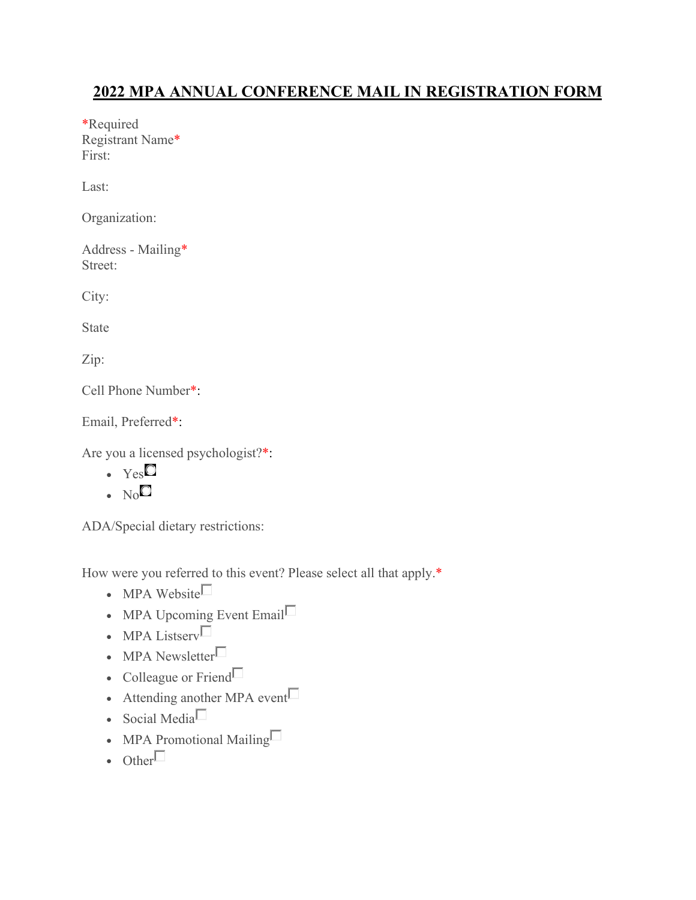# 2022 MPA ANNUAL CONFERENCE MAIL IN REGISTRATION FORM

*Required

Registrant Name*

First:

Last:

Organization:

Address - Mailing*

Street:

City:

State

Zip:

Cell Phone Number*:

Email, Preferred*:

Are you a licensed psychologist?*:

- Yes
- No

ADA/Special dietary restrictions:

How were you referred to this event? Please select all that apply.*

- MPA Website
- MPA Upcoming Event Email
- MPA Listserv
- MPA Newsletter
- Colleague or Friend
- Attending another MPA event
- Social Media
- MPA Promotional Mailing
- Other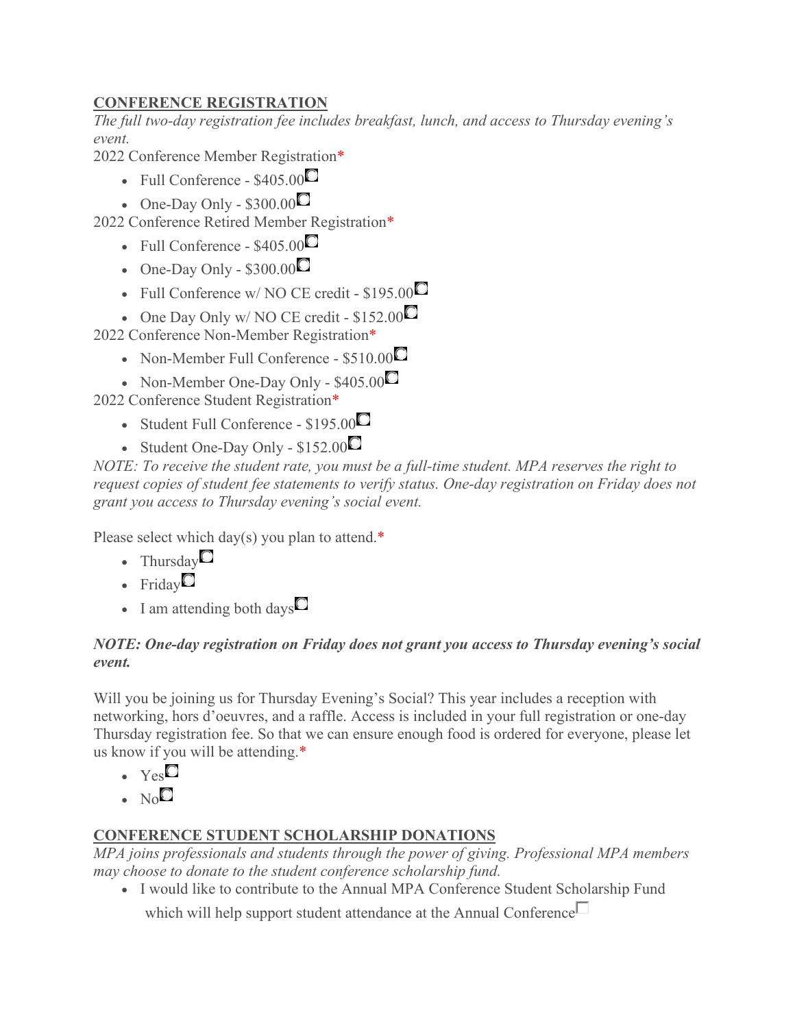## CONFERENCE REGISTRATION

*The full two-day registration fee includes breakfast, lunch, and access to Thursday evening's event.*

2022 Conference Member Registration*

- Full Conference - $405.00
- One-Day Only - $300.00

2022 Conference Retired Member Registration*

- Full Conference - $405.00
- One-Day Only - $300.00
- Full Conference w/ NO CE credit - $195.00
- One Day Only w/ NO CE credit - $152.00

2022 Conference Non-Member Registration*

- Non-Member Full Conference - $510.00
- Non-Member One-Day Only - $405.00

2022 Conference Student Registration*

- Student Full Conference - $195.00
- Student One-Day Only - $152.00

*NOTE: To receive the student rate, you must be a full-time student. MPA reserves the right to request copies of student fee statements to verify status. One-day registration on Friday does not grant you access to Thursday evening's social event.*

Please select which day(s) you plan to attend.*

- Thursday
- Friday
- I am attending both days

***NOTE: One-day registration on Friday does not grant you access to Thursday evening's social event.***

Will you be joining us for Thursday Evening's Social? This year includes a reception with networking, hors d'oeuvres, and a raffle. Access is included in your full registration or one-day Thursday registration fee. So that we can ensure enough food is ordered for everyone, please let us know if you will be attending.*

- Yes
- No

## CONFERENCE STUDENT SCHOLARSHIP DONATIONS

*MPA joins professionals and students through the power of giving. Professional MPA members may choose to donate to the student conference scholarship fund.*

- I would like to contribute to the Annual MPA Conference Student Scholarship Fund which will help support student attendance at the Annual Conference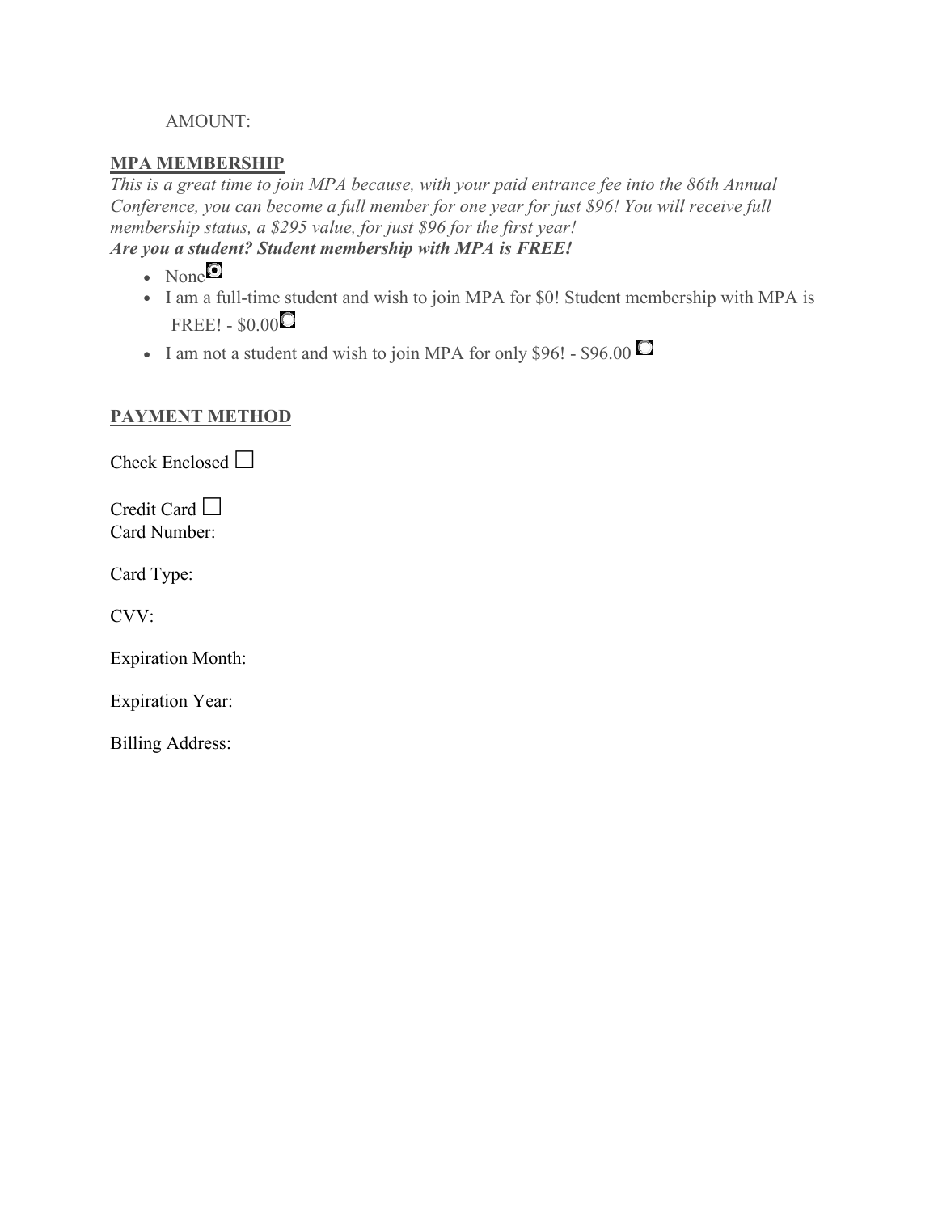AMOUNT:

**MPA MEMBERSHIP**

*This is a great time to join MPA because, with your paid entrance fee into the 86th Annual Conference, you can become a full member for one year for just $96! You will receive full membership status, a $295 value, for just $96 for the first year!*

***Are you a student? Student membership with MPA is FREE!***

- None ◉
- I am a full-time student and wish to join MPA for $0! Student membership with MPA is FREE! - $0.00 ○
- I am not a student and wish to join MPA for only $96! - $96.00 ○

**PAYMENT METHOD**

Check Enclosed ☐

Credit Card ☐

Card Number:

Card Type:

CVV:

Expiration Month:

Expiration Year:

Billing Address: